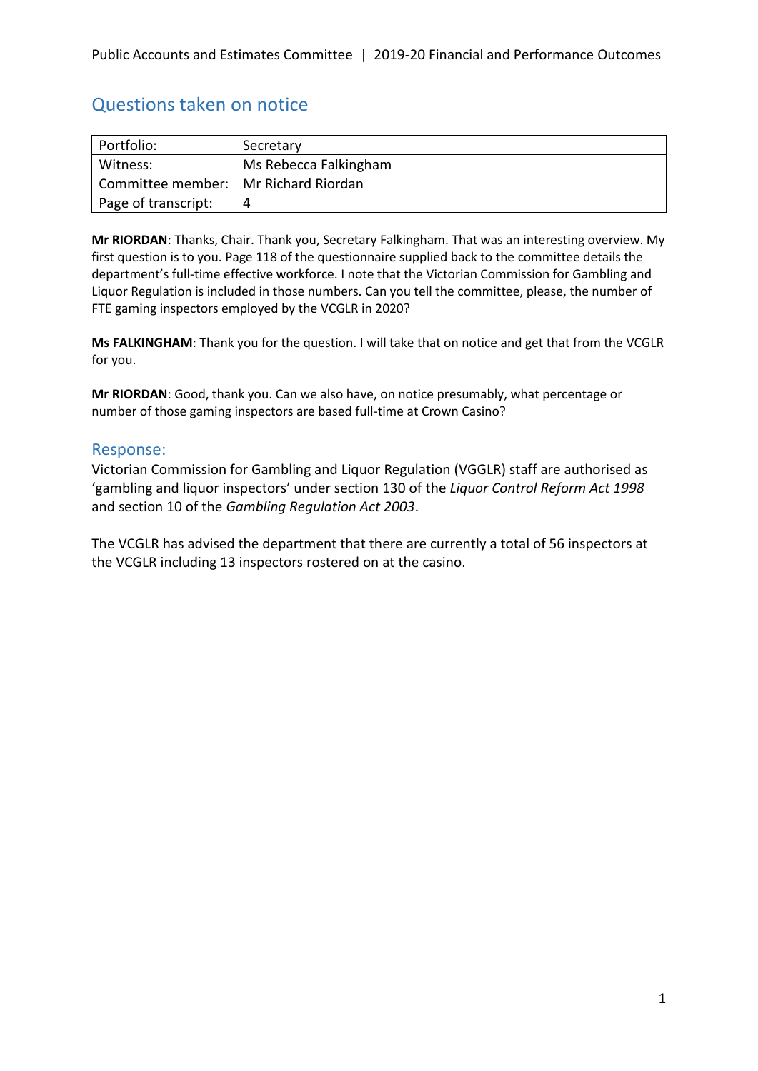## Questions taken on notice

| Portfolio: | Secretary |
|---|---|
| Witness: | Ms Rebecca Falkingham |
| Committee member: | Mr Richard Riordan |
| Page of transcript: | 4 |

**Mr RIORDAN**: Thanks, Chair. Thank you, Secretary Falkingham. That was an interesting overview. My first question is to you. Page 118 of the questionnaire supplied back to the committee details the department's full-time effective workforce. I note that the Victorian Commission for Gambling and Liquor Regulation is included in those numbers. Can you tell the committee, please, the number of FTE gaming inspectors employed by the VCGLR in 2020?

**Ms FALKINGHAM**: Thank you for the question. I will take that on notice and get that from the VCGLR for you.

**Mr RIORDAN**: Good, thank you. Can we also have, on notice presumably, what percentage or number of those gaming inspectors are based full-time at Crown Casino?

### Response:

Victorian Commission for Gambling and Liquor Regulation (VGGLR) staff are authorised as 'gambling and liquor inspectors' under section 130 of the *Liquor Control Reform Act 1998* and section 10 of the *Gambling Regulation Act 2003*.

The VCGLR has advised the department that there are currently a total of 56 inspectors at the VCGLR including 13 inspectors rostered on at the casino.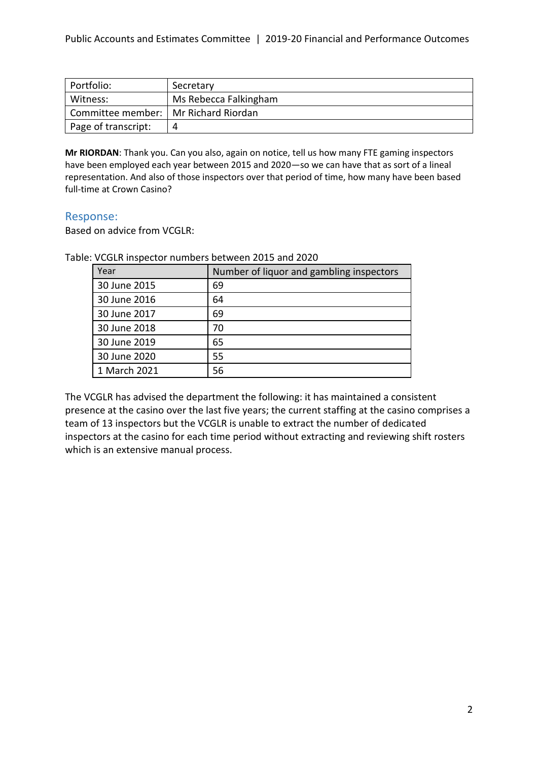| Portfolio: | Secretary |
|---|---|
| Witness: | Ms Rebecca Falkingham |
| Committee member: | Mr Richard Riordan |
| Page of transcript: | 4 |

**Mr RIORDAN**: Thank you. Can you also, again on notice, tell us how many FTE gaming inspectors have been employed each year between 2015 and 2020—so we can have that as sort of a lineal representation. And also of those inspectors over that period of time, how many have been based full-time at Crown Casino?

## Response:

Based on advice from VCGLR:

Table: VCGLR inspector numbers between 2015 and 2020

| Year | Number of liquor and gambling inspectors |
|---|---|
| 30 June 2015 | 69 |
| 30 June 2016 | 64 |
| 30 June 2017 | 69 |
| 30 June 2018 | 70 |
| 30 June 2019 | 65 |
| 30 June 2020 | 55 |
| 1 March 2021 | 56 |

The VCGLR has advised the department the following: it has maintained a consistent presence at the casino over the last five years; the current staffing at the casino comprises a team of 13 inspectors but the VCGLR is unable to extract the number of dedicated inspectors at the casino for each time period without extracting and reviewing shift rosters which is an extensive manual process.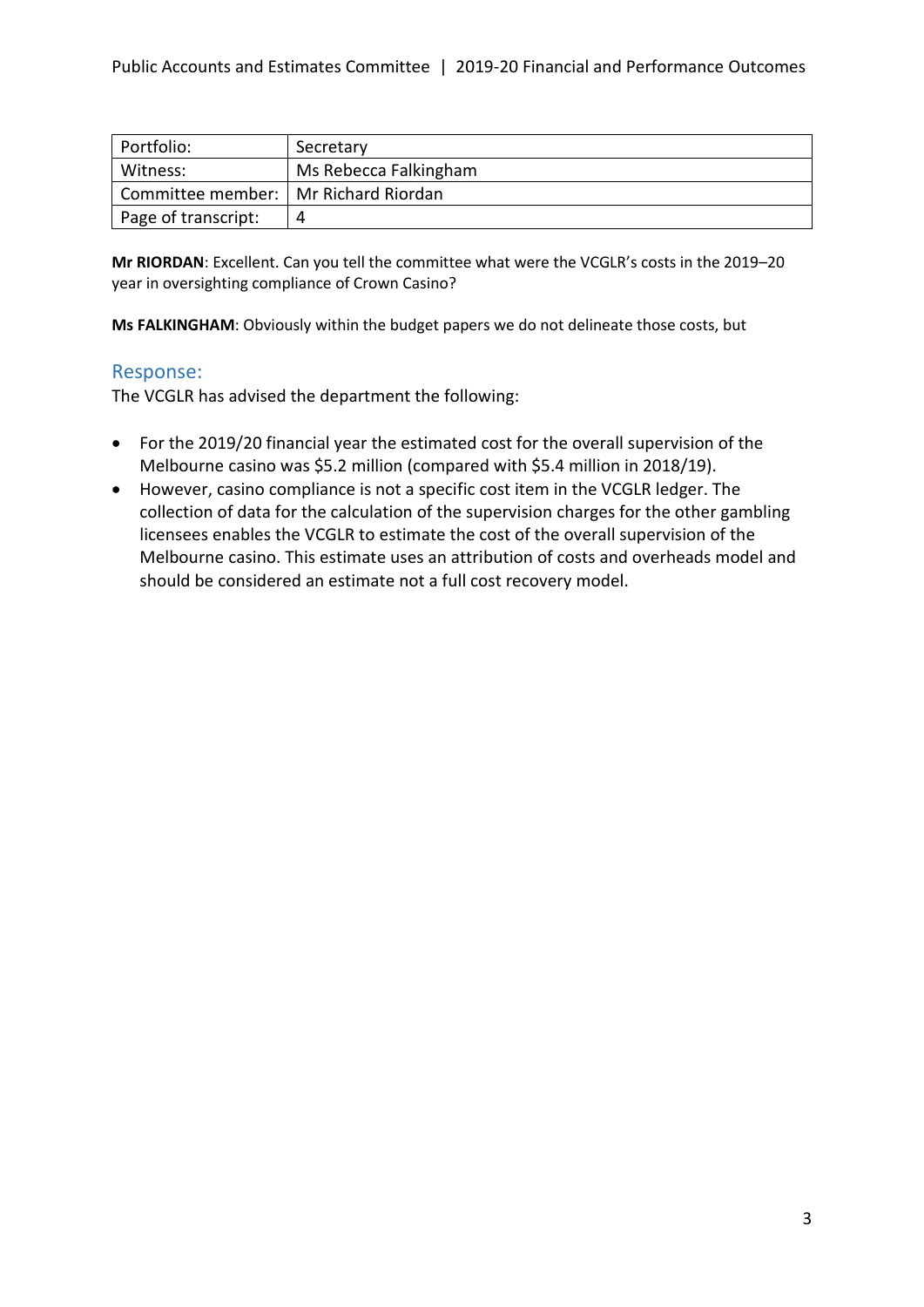| Portfolio: | Secretary |
|---|---|
| Witness: | Ms Rebecca Falkingham |
| Committee member: | Mr Richard Riordan |
| Page of transcript: | 4 |

**Mr RIORDAN**: Excellent. Can you tell the committee what were the VCGLR's costs in the 2019–20 year in oversighting compliance of Crown Casino?

**Ms FALKINGHAM**: Obviously within the budget papers we do not delineate those costs, but

## Response:

The VCGLR has advised the department the following:

- For the 2019/20 financial year the estimated cost for the overall supervision of the Melbourne casino was $5.2 million (compared with $5.4 million in 2018/19).
- However, casino compliance is not a specific cost item in the VCGLR ledger. The collection of data for the calculation of the supervision charges for the other gambling licensees enables the VCGLR to estimate the cost of the overall supervision of the Melbourne casino. This estimate uses an attribution of costs and overheads model and should be considered an estimate not a full cost recovery model.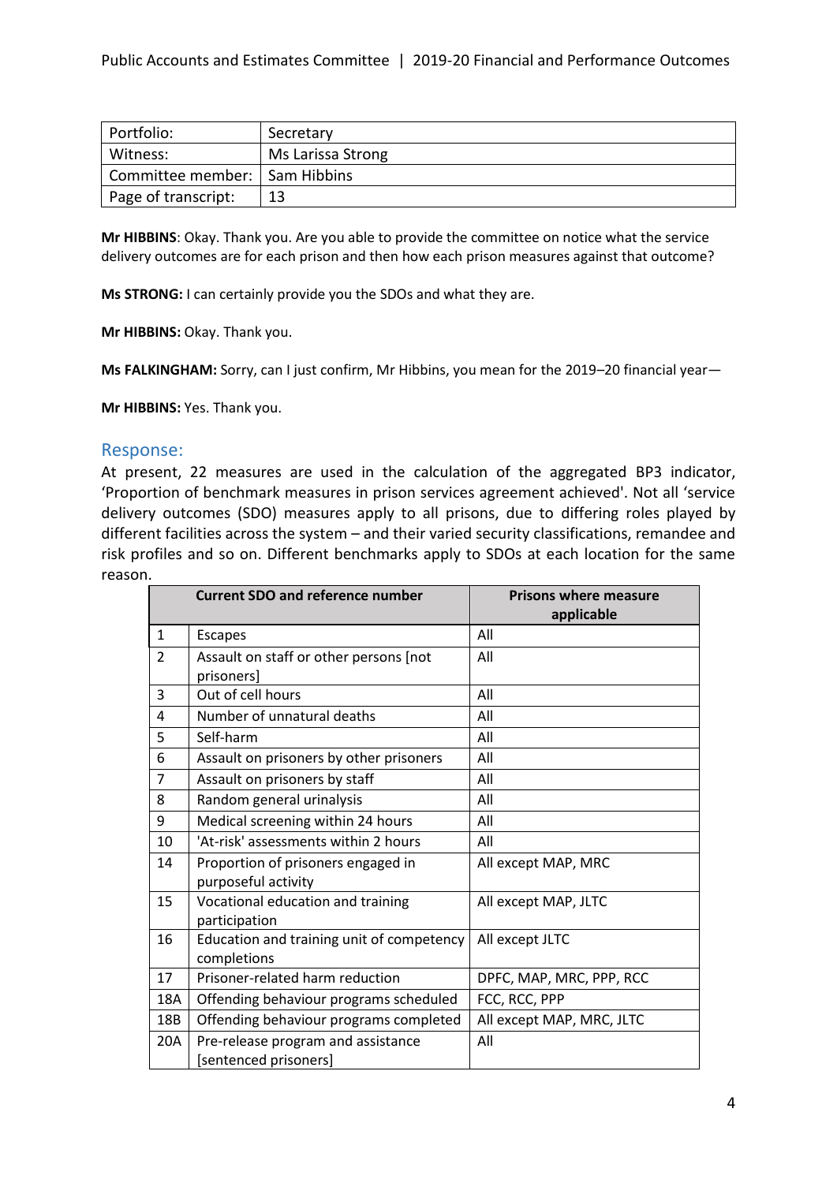| Portfolio: | Secretary |
| --- | --- |
| Witness: | Ms Larissa Strong |
| Committee member: | Sam Hibbins |
| Page of transcript: | 13 |

**Mr HIBBINS**: Okay. Thank you. Are you able to provide the committee on notice what the service delivery outcomes are for each prison and then how each prison measures against that outcome?

**Ms STRONG:** I can certainly provide you the SDOs and what they are.

**Mr HIBBINS:** Okay. Thank you.

**Ms FALKINGHAM:** Sorry, can I just confirm, Mr Hibbins, you mean for the 2019–20 financial year—

**Mr HIBBINS:** Yes. Thank you.

## Response:

At present, 22 measures are used in the calculation of the aggregated BP3 indicator, 'Proportion of benchmark measures in prison services agreement achieved'. Not all 'service delivery outcomes (SDO) measures apply to all prisons, due to differing roles played by different facilities across the system – and their varied security classifications, remandee and risk profiles and so on. Different benchmarks apply to SDOs at each location for the same reason.

| Current SDO and reference number | | Prisons where measure applicable |
| --- | --- | --- |
| 1 | Escapes | All |
| 2 | Assault on staff or other persons [not prisoners] | All |
| 3 | Out of cell hours | All |
| 4 | Number of unnatural deaths | All |
| 5 | Self-harm | All |
| 6 | Assault on prisoners by other prisoners | All |
| 7 | Assault on prisoners by staff | All |
| 8 | Random general urinalysis | All |
| 9 | Medical screening within 24 hours | All |
| 10 | 'At-risk' assessments within 2 hours | All |
| 14 | Proportion of prisoners engaged in purposeful activity | All except MAP, MRC |
| 15 | Vocational education and training participation | All except MAP, JLTC |
| 16 | Education and training unit of competency completions | All except JLTC |
| 17 | Prisoner-related harm reduction | DPFC, MAP, MRC, PPP, RCC |
| 18A | Offending behaviour programs scheduled | FCC, RCC, PPP |
| 18B | Offending behaviour programs completed | All except MAP, MRC, JLTC |
| 20A | Pre-release program and assistance [sentenced prisoners] | All |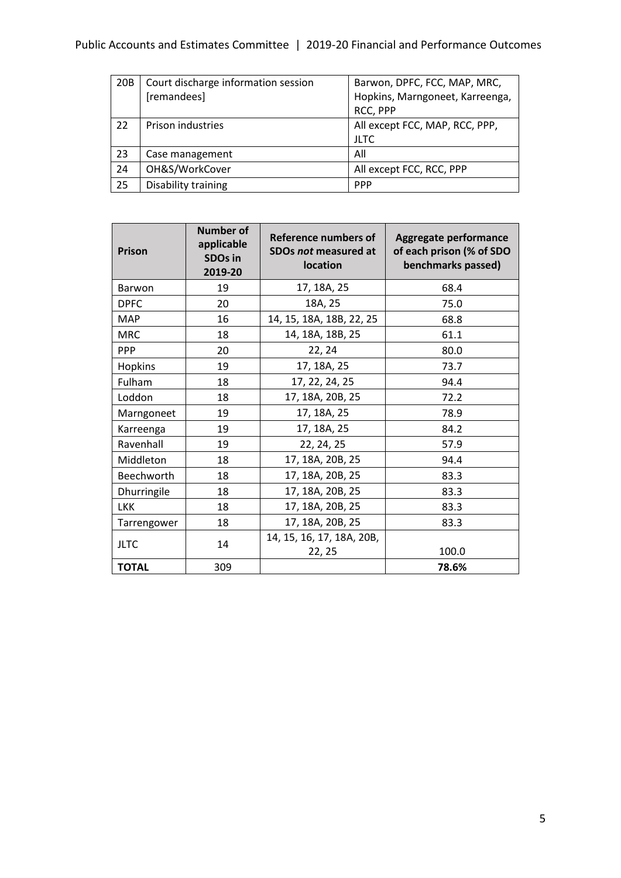| 20B | Court discharge information session [remandees] | Barwon, DPFC, FCC, MAP, MRC, Hopkins, Marngoneet, Karreenga, RCC, PPP |
|---|---|---|
| 22 | Prison industries | All except FCC, MAP, RCC, PPP, JLTC |
| 23 | Case management | All |
| 24 | OH&S/WorkCover | All except FCC, RCC, PPP |
| 25 | Disability training | PPP |

| Prison | Number of applicable SDOs in 2019-20 | Reference numbers of SDOs *not* measured at location | Aggregate performance of each prison (% of SDO benchmarks passed) |
|---|---|---|---|
| Barwon | 19 | 17, 18A, 25 | 68.4 |
| DPFC | 20 | 18A, 25 | 75.0 |
| MAP | 16 | 14, 15, 18A, 18B, 22, 25 | 68.8 |
| MRC | 18 | 14, 18A, 18B, 25 | 61.1 |
| PPP | 20 | 22, 24 | 80.0 |
| Hopkins | 19 | 17, 18A, 25 | 73.7 |
| Fulham | 18 | 17, 22, 24, 25 | 94.4 |
| Loddon | 18 | 17, 18A, 20B, 25 | 72.2 |
| Marngoneet | 19 | 17, 18A, 25 | 78.9 |
| Karreenga | 19 | 17, 18A, 25 | 84.2 |
| Ravenhall | 19 | 22, 24, 25 | 57.9 |
| Middleton | 18 | 17, 18A, 20B, 25 | 94.4 |
| Beechworth | 18 | 17, 18A, 20B, 25 | 83.3 |
| Dhurringile | 18 | 17, 18A, 20B, 25 | 83.3 |
| LKK | 18 | 17, 18A, 20B, 25 | 83.3 |
| Tarrengower | 18 | 17, 18A, 20B, 25 | 83.3 |
| JLTC | 14 | 14, 15, 16, 17, 18A, 20B, 22, 25 | 100.0 |
| **TOTAL** | 309 | | **78.6%** |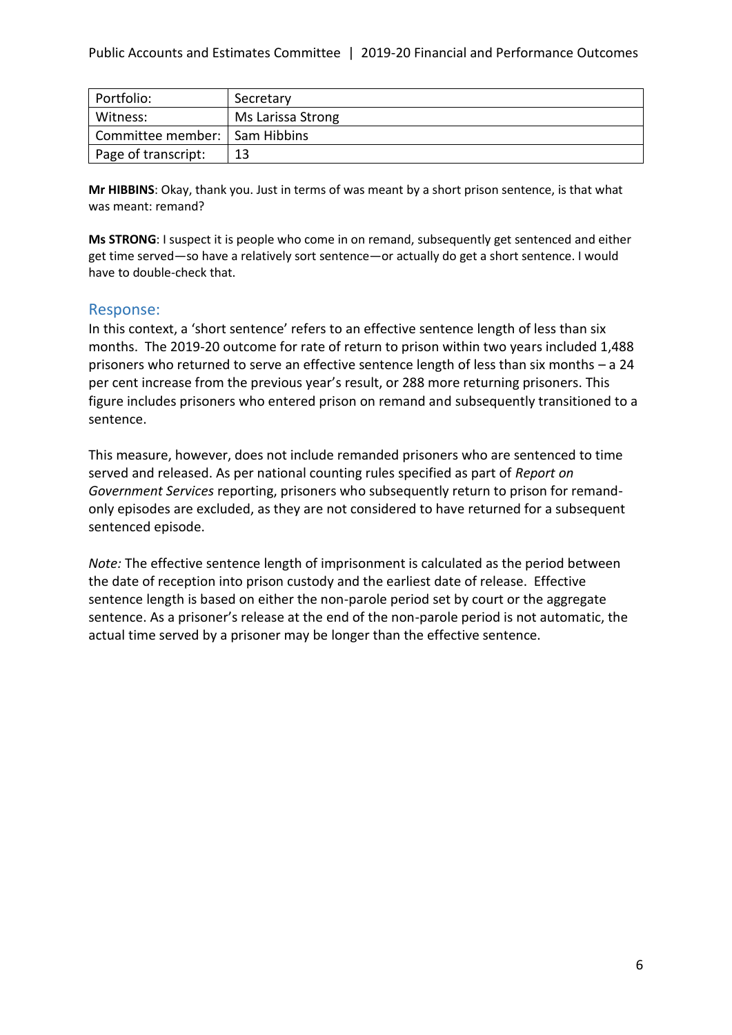| Portfolio: | Secretary |
|---|---|
| Witness: | Ms Larissa Strong |
| Committee member: | Sam Hibbins |
| Page of transcript: | 13 |

**Mr HIBBINS**: Okay, thank you. Just in terms of was meant by a short prison sentence, is that what was meant: remand?

**Ms STRONG**: I suspect it is people who come in on remand, subsequently get sentenced and either get time served—so have a relatively sort sentence—or actually do get a short sentence. I would have to double-check that.

## Response:

In this context, a 'short sentence' refers to an effective sentence length of less than six months. The 2019-20 outcome for rate of return to prison within two years included 1,488 prisoners who returned to serve an effective sentence length of less than six months – a 24 per cent increase from the previous year's result, or 288 more returning prisoners. This figure includes prisoners who entered prison on remand and subsequently transitioned to a sentence.

This measure, however, does not include remanded prisoners who are sentenced to time served and released. As per national counting rules specified as part of *Report on Government Services* reporting, prisoners who subsequently return to prison for remand-only episodes are excluded, as they are not considered to have returned for a subsequent sentenced episode.

*Note:* The effective sentence length of imprisonment is calculated as the period between the date of reception into prison custody and the earliest date of release. Effective sentence length is based on either the non-parole period set by court or the aggregate sentence. As a prisoner's release at the end of the non-parole period is not automatic, the actual time served by a prisoner may be longer than the effective sentence.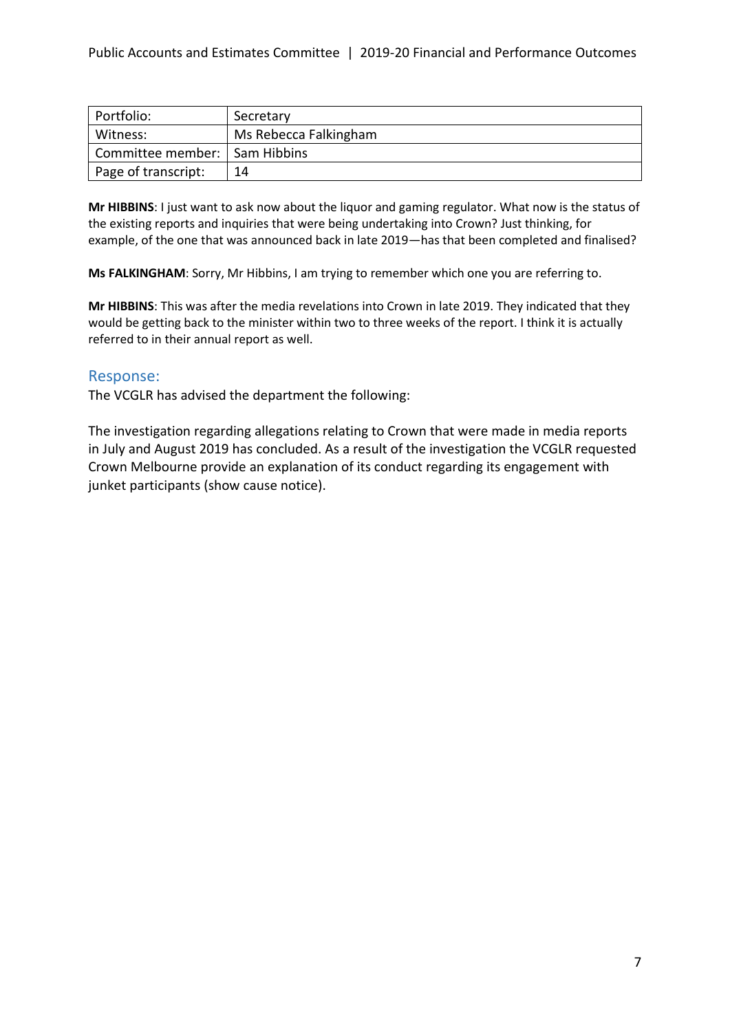| Portfolio: | Secretary |
|---|---|
| Witness: | Ms Rebecca Falkingham |
| Committee member: | Sam Hibbins |
| Page of transcript: | 14 |

**Mr HIBBINS**: I just want to ask now about the liquor and gaming regulator. What now is the status of the existing reports and inquiries that were being undertaking into Crown? Just thinking, for example, of the one that was announced back in late 2019—has that been completed and finalised?

**Ms FALKINGHAM**: Sorry, Mr Hibbins, I am trying to remember which one you are referring to.

**Mr HIBBINS**: This was after the media revelations into Crown in late 2019. They indicated that they would be getting back to the minister within two to three weeks of the report. I think it is actually referred to in their annual report as well.

## Response:

The VCGLR has advised the department the following:

The investigation regarding allegations relating to Crown that were made in media reports in July and August 2019 has concluded. As a result of the investigation the VCGLR requested Crown Melbourne provide an explanation of its conduct regarding its engagement with junket participants (show cause notice).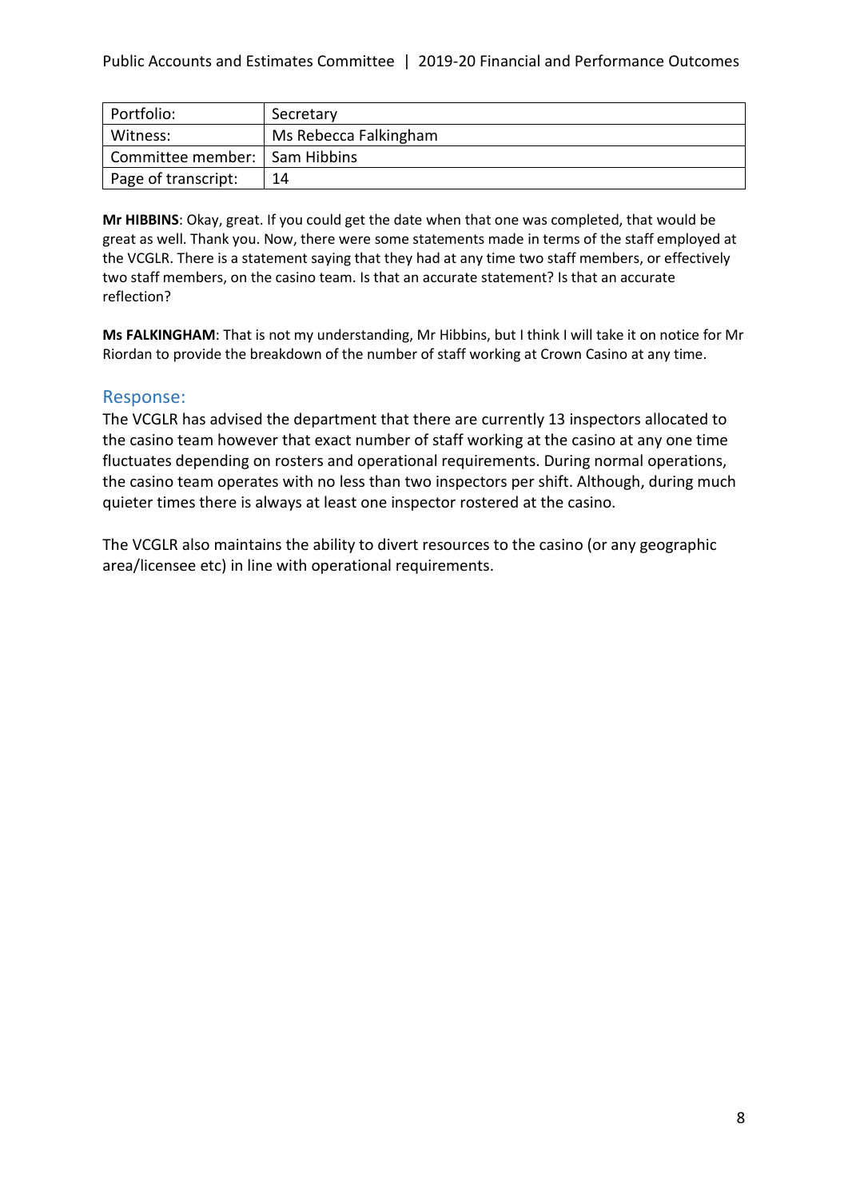| Portfolio: | Secretary |
|---|---|
| Witness: | Ms Rebecca Falkingham |
| Committee member: | Sam Hibbins |
| Page of transcript: | 14 |

**Mr HIBBINS**: Okay, great. If you could get the date when that one was completed, that would be great as well. Thank you. Now, there were some statements made in terms of the staff employed at the VCGLR. There is a statement saying that they had at any time two staff members, or effectively two staff members, on the casino team. Is that an accurate statement? Is that an accurate reflection?

**Ms FALKINGHAM**: That is not my understanding, Mr Hibbins, but I think I will take it on notice for Mr Riordan to provide the breakdown of the number of staff working at Crown Casino at any time.

## Response:

The VCGLR has advised the department that there are currently 13 inspectors allocated to the casino team however that exact number of staff working at the casino at any one time fluctuates depending on rosters and operational requirements. During normal operations, the casino team operates with no less than two inspectors per shift. Although, during much quieter times there is always at least one inspector rostered at the casino.

The VCGLR also maintains the ability to divert resources to the casino (or any geographic area/licensee etc) in line with operational requirements.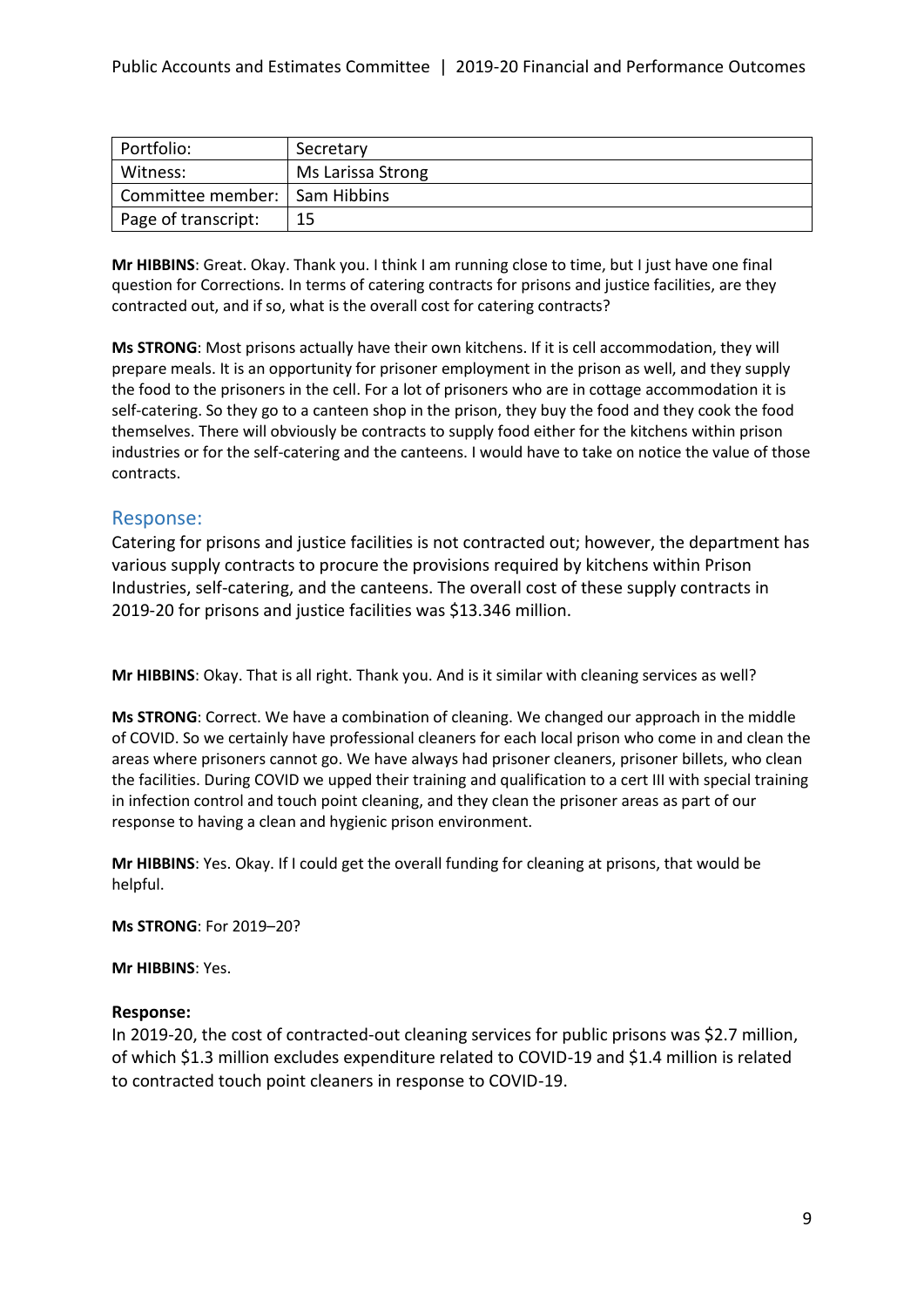| Portfolio: | Secretary |
| --- | --- |
| Witness: | Ms Larissa Strong |
| Committee member: | Sam Hibbins |
| Page of transcript: | 15 |

**Mr HIBBINS**: Great. Okay. Thank you. I think I am running close to time, but I just have one final question for Corrections. In terms of catering contracts for prisons and justice facilities, are they contracted out, and if so, what is the overall cost for catering contracts?

**Ms STRONG**: Most prisons actually have their own kitchens. If it is cell accommodation, they will prepare meals. It is an opportunity for prisoner employment in the prison as well, and they supply the food to the prisoners in the cell. For a lot of prisoners who are in cottage accommodation it is self-catering. So they go to a canteen shop in the prison, they buy the food and they cook the food themselves. There will obviously be contracts to supply food either for the kitchens within prison industries or for the self-catering and the canteens. I would have to take on notice the value of those contracts.

## Response:

Catering for prisons and justice facilities is not contracted out; however, the department has various supply contracts to procure the provisions required by kitchens within Prison Industries, self-catering, and the canteens. The overall cost of these supply contracts in 2019-20 for prisons and justice facilities was $13.346 million.

**Mr HIBBINS**: Okay. That is all right. Thank you. And is it similar with cleaning services as well?

**Ms STRONG**: Correct. We have a combination of cleaning. We changed our approach in the middle of COVID. So we certainly have professional cleaners for each local prison who come in and clean the areas where prisoners cannot go. We have always had prisoner cleaners, prisoner billets, who clean the facilities. During COVID we upped their training and qualification to a cert III with special training in infection control and touch point cleaning, and they clean the prisoner areas as part of our response to having a clean and hygienic prison environment.

**Mr HIBBINS**: Yes. Okay. If I could get the overall funding for cleaning at prisons, that would be helpful.

**Ms STRONG**: For 2019–20?

**Mr HIBBINS**: Yes.

**Response:**

In 2019-20, the cost of contracted-out cleaning services for public prisons was $2.7 million, of which $1.3 million excludes expenditure related to COVID-19 and $1.4 million is related to contracted touch point cleaners in response to COVID-19.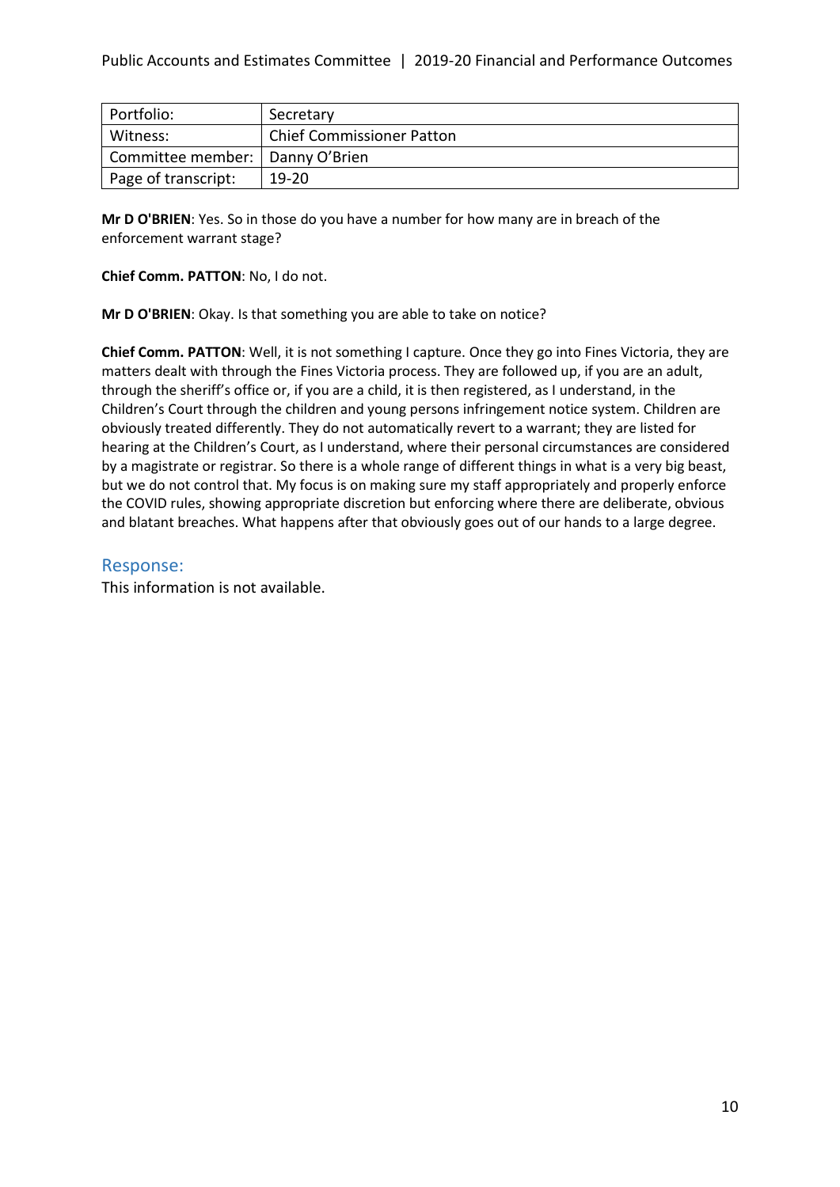| Portfolio: | Secretary |
|---|---|
| Witness: | Chief Commissioner Patton |
| Committee member: | Danny O'Brien |
| Page of transcript: | 19-20 |

**Mr D O'BRIEN**: Yes. So in those do you have a number for how many are in breach of the enforcement warrant stage?

**Chief Comm. PATTON**: No, I do not.

**Mr D O'BRIEN**: Okay. Is that something you are able to take on notice?

**Chief Comm. PATTON**: Well, it is not something I capture. Once they go into Fines Victoria, they are matters dealt with through the Fines Victoria process. They are followed up, if you are an adult, through the sheriff's office or, if you are a child, it is then registered, as I understand, in the Children's Court through the children and young persons infringement notice system. Children are obviously treated differently. They do not automatically revert to a warrant; they are listed for hearing at the Children's Court, as I understand, where their personal circumstances are considered by a magistrate or registrar. So there is a whole range of different things in what is a very big beast, but we do not control that. My focus is on making sure my staff appropriately and properly enforce the COVID rules, showing appropriate discretion but enforcing where there are deliberate, obvious and blatant breaches. What happens after that obviously goes out of our hands to a large degree.

## Response:

This information is not available.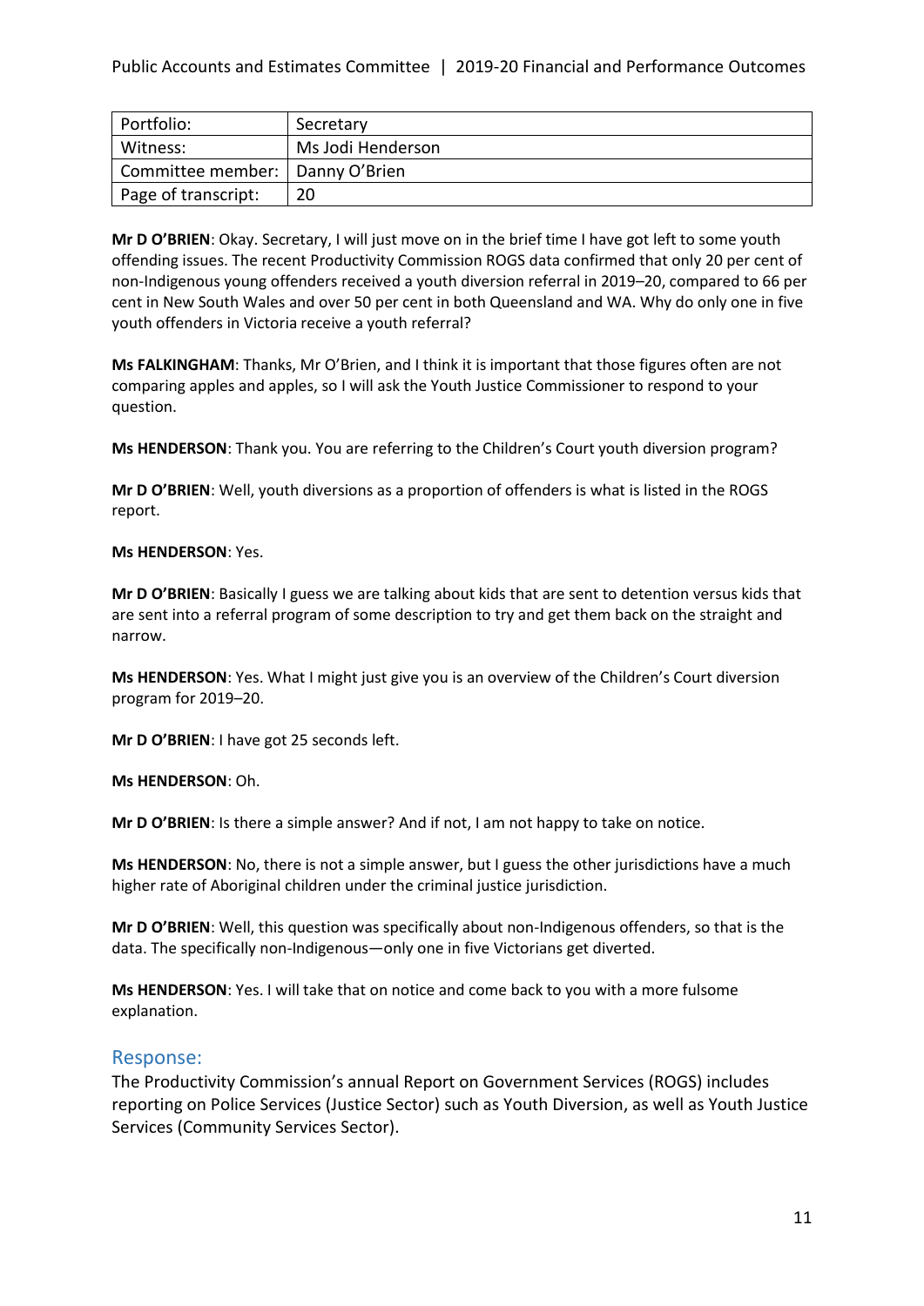| Portfolio: | Secretary |
|---|---|
| Witness: | Ms Jodi Henderson |
| Committee member: | Danny O'Brien |
| Page of transcript: | 20 |

**Mr D O'BRIEN**: Okay. Secretary, I will just move on in the brief time I have got left to some youth offending issues. The recent Productivity Commission ROGS data confirmed that only 20 per cent of non-Indigenous young offenders received a youth diversion referral in 2019–20, compared to 66 per cent in New South Wales and over 50 per cent in both Queensland and WA. Why do only one in five youth offenders in Victoria receive a youth referral?

**Ms FALKINGHAM**: Thanks, Mr O'Brien, and I think it is important that those figures often are not comparing apples and apples, so I will ask the Youth Justice Commissioner to respond to your question.

**Ms HENDERSON**: Thank you. You are referring to the Children's Court youth diversion program?

**Mr D O'BRIEN**: Well, youth diversions as a proportion of offenders is what is listed in the ROGS report.

**Ms HENDERSON**: Yes.

**Mr D O'BRIEN**: Basically I guess we are talking about kids that are sent to detention versus kids that are sent into a referral program of some description to try and get them back on the straight and narrow.

**Ms HENDERSON**: Yes. What I might just give you is an overview of the Children's Court diversion program for 2019–20.

**Mr D O'BRIEN**: I have got 25 seconds left.

**Ms HENDERSON**: Oh.

**Mr D O'BRIEN**: Is there a simple answer? And if not, I am not happy to take on notice.

**Ms HENDERSON**: No, there is not a simple answer, but I guess the other jurisdictions have a much higher rate of Aboriginal children under the criminal justice jurisdiction.

**Mr D O'BRIEN**: Well, this question was specifically about non-Indigenous offenders, so that is the data. The specifically non-Indigenous—only one in five Victorians get diverted.

**Ms HENDERSON**: Yes. I will take that on notice and come back to you with a more fulsome explanation.

## Response:

The Productivity Commission's annual Report on Government Services (ROGS) includes reporting on Police Services (Justice Sector) such as Youth Diversion, as well as Youth Justice Services (Community Services Sector).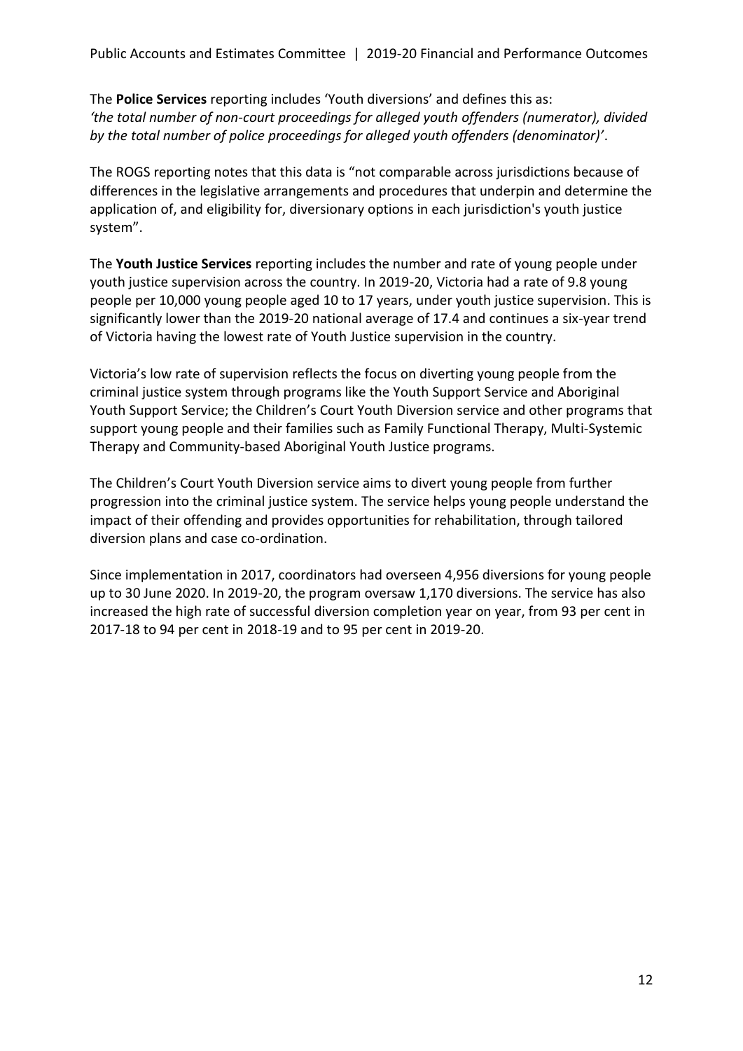The **Police Services** reporting includes 'Youth diversions' and defines this as: *'the total number of non-court proceedings for alleged youth offenders (numerator), divided by the total number of police proceedings for alleged youth offenders (denominator)'*.

The ROGS reporting notes that this data is "not comparable across jurisdictions because of differences in the legislative arrangements and procedures that underpin and determine the application of, and eligibility for, diversionary options in each jurisdiction's youth justice system".

The **Youth Justice Services** reporting includes the number and rate of young people under youth justice supervision across the country. In 2019-20, Victoria had a rate of 9.8 young people per 10,000 young people aged 10 to 17 years, under youth justice supervision. This is significantly lower than the 2019-20 national average of 17.4 and continues a six-year trend of Victoria having the lowest rate of Youth Justice supervision in the country.

Victoria's low rate of supervision reflects the focus on diverting young people from the criminal justice system through programs like the Youth Support Service and Aboriginal Youth Support Service; the Children's Court Youth Diversion service and other programs that support young people and their families such as Family Functional Therapy, Multi-Systemic Therapy and Community-based Aboriginal Youth Justice programs.

The Children's Court Youth Diversion service aims to divert young people from further progression into the criminal justice system. The service helps young people understand the impact of their offending and provides opportunities for rehabilitation, through tailored diversion plans and case co-ordination.

Since implementation in 2017, coordinators had overseen 4,956 diversions for young people up to 30 June 2020. In 2019-20, the program oversaw 1,170 diversions. The service has also increased the high rate of successful diversion completion year on year, from 93 per cent in 2017-18 to 94 per cent in 2018-19 and to 95 per cent in 2019-20.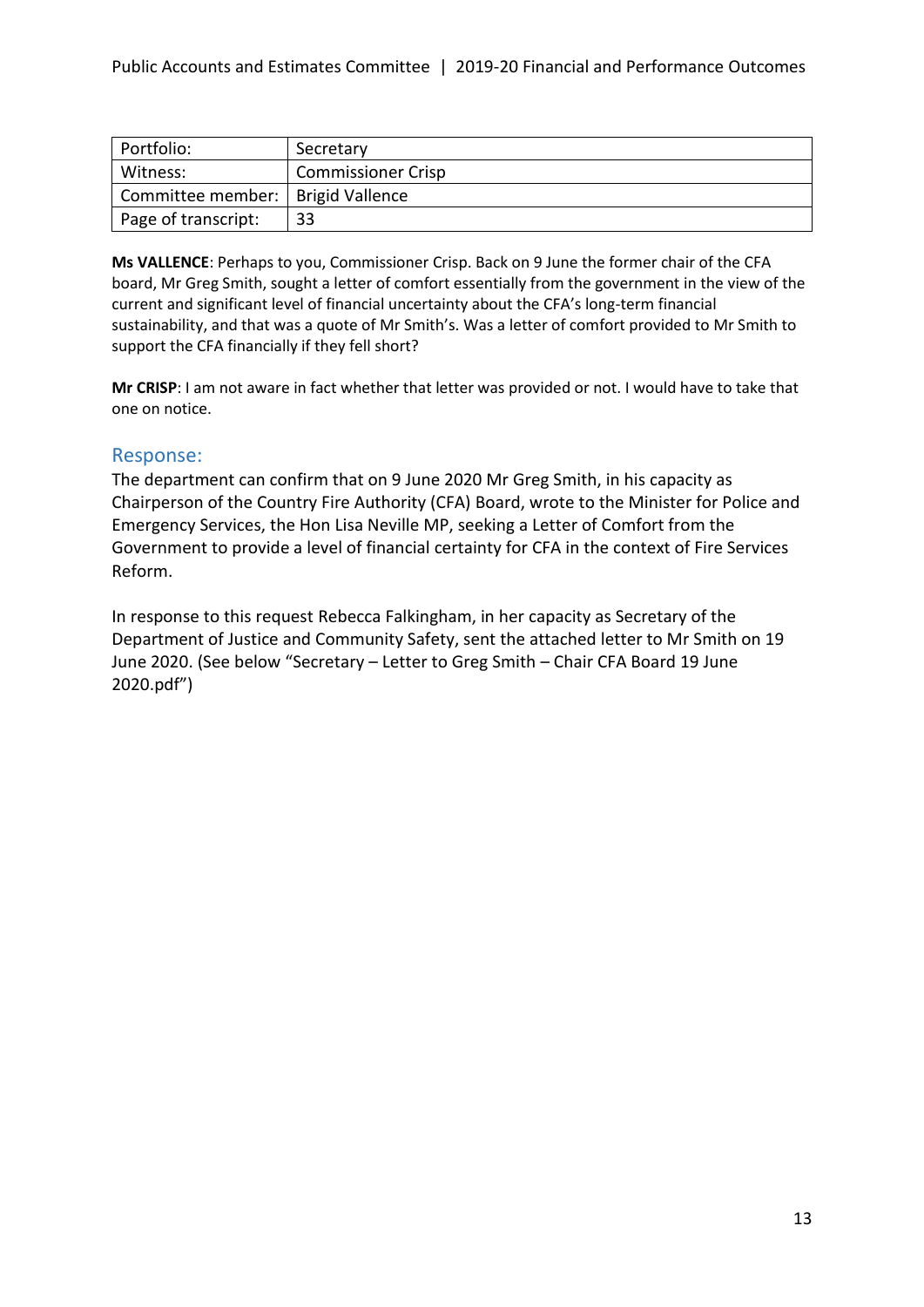| Portfolio: | Secretary |
| --- | --- |
| Witness: | Commissioner Crisp |
| Committee member: | Brigid Vallence |
| Page of transcript: | 33 |

**Ms VALLENCE**: Perhaps to you, Commissioner Crisp. Back on 9 June the former chair of the CFA board, Mr Greg Smith, sought a letter of comfort essentially from the government in the view of the current and significant level of financial uncertainty about the CFA's long-term financial sustainability, and that was a quote of Mr Smith's. Was a letter of comfort provided to Mr Smith to support the CFA financially if they fell short?

**Mr CRISP**: I am not aware in fact whether that letter was provided or not. I would have to take that one on notice.

## Response:

The department can confirm that on 9 June 2020 Mr Greg Smith, in his capacity as Chairperson of the Country Fire Authority (CFA) Board, wrote to the Minister for Police and Emergency Services, the Hon Lisa Neville MP, seeking a Letter of Comfort from the Government to provide a level of financial certainty for CFA in the context of Fire Services Reform.

In response to this request Rebecca Falkingham, in her capacity as Secretary of the Department of Justice and Community Safety, sent the attached letter to Mr Smith on 19 June 2020. (See below "Secretary – Letter to Greg Smith – Chair CFA Board 19 June 2020.pdf")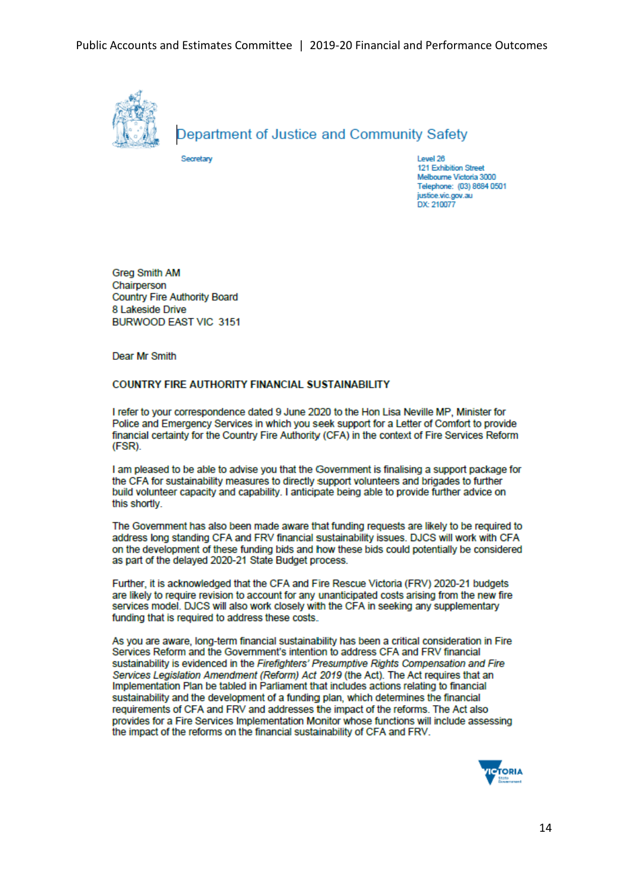Department of Justice and Community Safety

Secretary

Level 26
121 Exhibition Street
Melbourne Victoria 3000
Telephone: (03) 8684 0501
justice.vic.gov.au
DX: 210077

Greg Smith AM
Chairperson
Country Fire Authority Board
8 Lakeside Drive
BURWOOD EAST VIC 3151

Dear Mr Smith

**COUNTRY FIRE AUTHORITY FINANCIAL SUSTAINABILITY**

I refer to your correspondence dated 9 June 2020 to the Hon Lisa Neville MP, Minister for Police and Emergency Services in which you seek support for a Letter of Comfort to provide financial certainty for the Country Fire Authority (CFA) in the context of Fire Services Reform (FSR).

I am pleased to be able to advise you that the Government is finalising a support package for the CFA for sustainability measures to directly support volunteers and brigades to further build volunteer capacity and capability. I anticipate being able to provide further advice on this shortly.

The Government has also been made aware that funding requests are likely to be required to address long standing CFA and FRV financial sustainability issues. DJCS will work with CFA on the development of these funding bids and how these bids could potentially be considered as part of the delayed 2020-21 State Budget process.

Further, it is acknowledged that the CFA and Fire Rescue Victoria (FRV) 2020-21 budgets are likely to require revision to account for any unanticipated costs arising from the new fire services model. DJCS will also work closely with the CFA in seeking any supplementary funding that is required to address these costs.

As you are aware, long-term financial sustainability has been a critical consideration in Fire Services Reform and the Government's intention to address CFA and FRV financial sustainability is evidenced in the *Firefighters' Presumptive Rights Compensation and Fire Services Legislation Amendment (Reform) Act 2019* (the Act). The Act requires that an Implementation Plan be tabled in Parliament that includes actions relating to financial sustainability and the development of a funding plan, which determines the financial requirements of CFA and FRV and addresses the impact of the reforms. The Act also provides for a Fire Services Implementation Monitor whose functions will include assessing the impact of the reforms on the financial sustainability of CFA and FRV.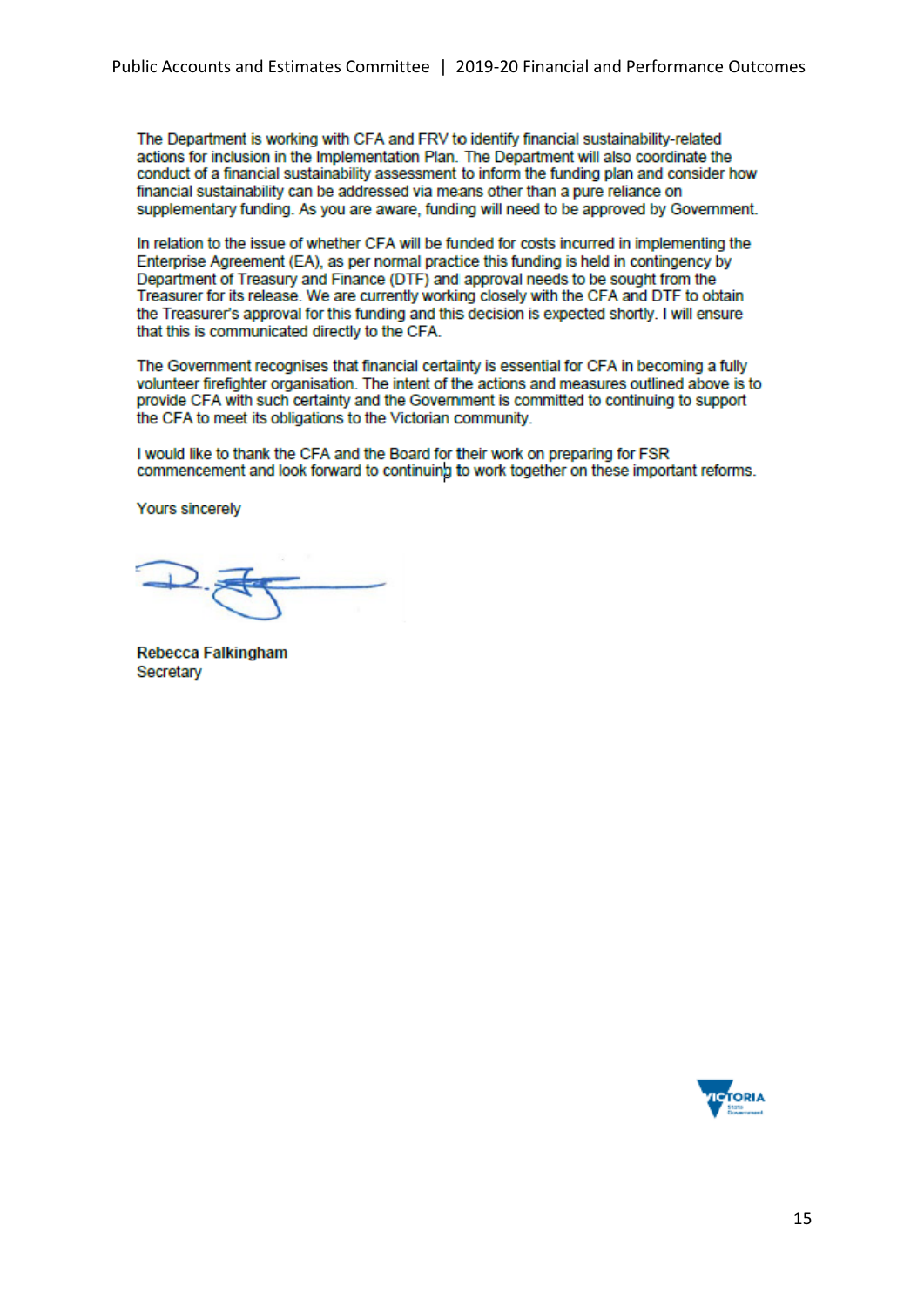The Department is working with CFA and FRV to identify financial sustainability-related actions for inclusion in the Implementation Plan. The Department will also coordinate the conduct of a financial sustainability assessment to inform the funding plan and consider how financial sustainability can be addressed via means other than a pure reliance on supplementary funding. As you are aware, funding will need to be approved by Government.

In relation to the issue of whether CFA will be funded for costs incurred in implementing the Enterprise Agreement (EA), as per normal practice this funding is held in contingency by Department of Treasury and Finance (DTF) and approval needs to be sought from the Treasurer for its release. We are currently working closely with the CFA and DTF to obtain the Treasurer's approval for this funding and this decision is expected shortly. I will ensure that this is communicated directly to the CFA.

The Government recognises that financial certainty is essential for CFA in becoming a fully volunteer firefighter organisation. The intent of the actions and measures outlined above is to provide CFA with such certainty and the Government is committed to continuing to support the CFA to meet its obligations to the Victorian community.

I would like to thank the CFA and the Board for their work on preparing for FSR commencement and look forward to continuing to work together on these important reforms.

Yours sincerely

**Rebecca Falkingham**
Secretary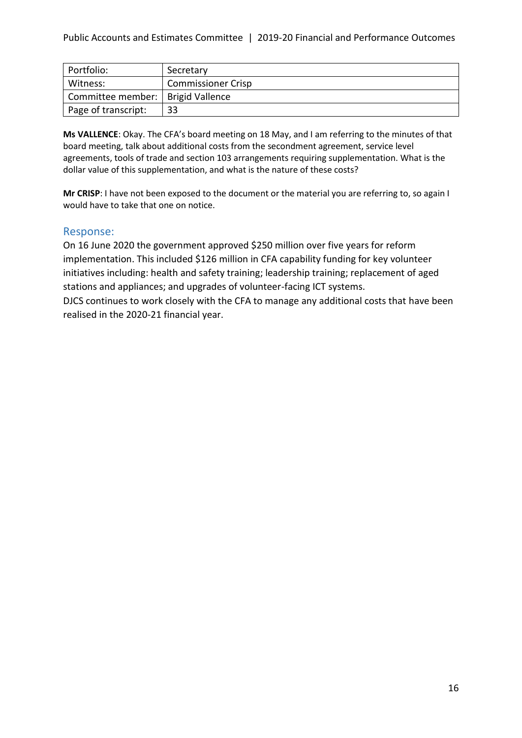| Portfolio: | Secretary |
|---|---|
| Witness: | Commissioner Crisp |
| Committee member: | Brigid Vallence |
| Page of transcript: | 33 |

**Ms VALLENCE**: Okay. The CFA's board meeting on 18 May, and I am referring to the minutes of that board meeting, talk about additional costs from the secondment agreement, service level agreements, tools of trade and section 103 arrangements requiring supplementation. What is the dollar value of this supplementation, and what is the nature of these costs?

**Mr CRISP**: I have not been exposed to the document or the material you are referring to, so again I would have to take that one on notice.

## Response:

On 16 June 2020 the government approved $250 million over five years for reform implementation. This included $126 million in CFA capability funding for key volunteer initiatives including: health and safety training; leadership training; replacement of aged stations and appliances; and upgrades of volunteer-facing ICT systems.

DJCS continues to work closely with the CFA to manage any additional costs that have been realised in the 2020-21 financial year.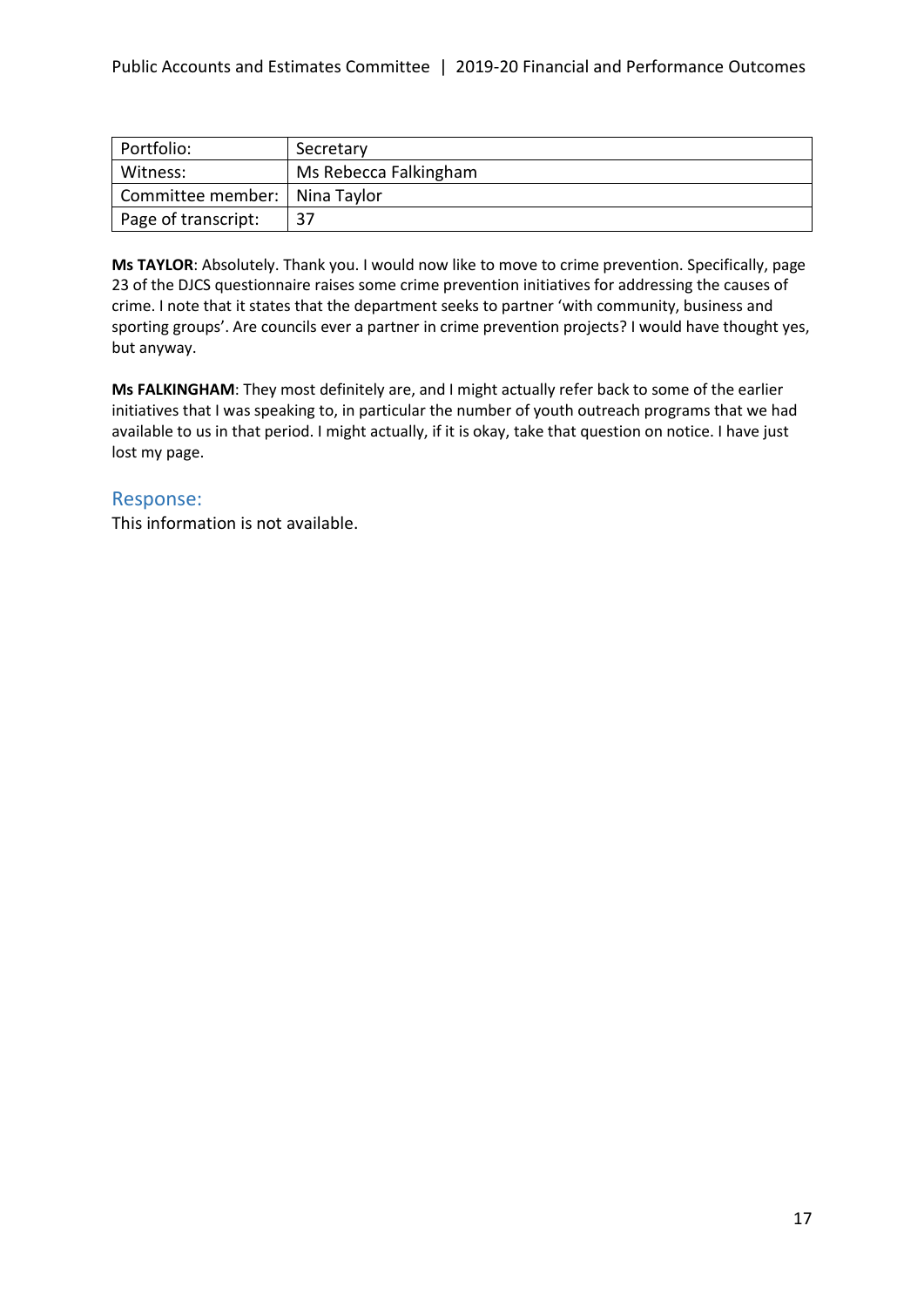| | |
|---|---|
| Portfolio: | Secretary |
| Witness: | Ms Rebecca Falkingham |
| Committee member: | Nina Taylor |
| Page of transcript: | 37 |

**Ms TAYLOR**: Absolutely. Thank you. I would now like to move to crime prevention. Specifically, page 23 of the DJCS questionnaire raises some crime prevention initiatives for addressing the causes of crime. I note that it states that the department seeks to partner 'with community, business and sporting groups'. Are councils ever a partner in crime prevention projects? I would have thought yes, but anyway.

**Ms FALKINGHAM**: They most definitely are, and I might actually refer back to some of the earlier initiatives that I was speaking to, in particular the number of youth outreach programs that we had available to us in that period. I might actually, if it is okay, take that question on notice. I have just lost my page.

## Response:

This information is not available.